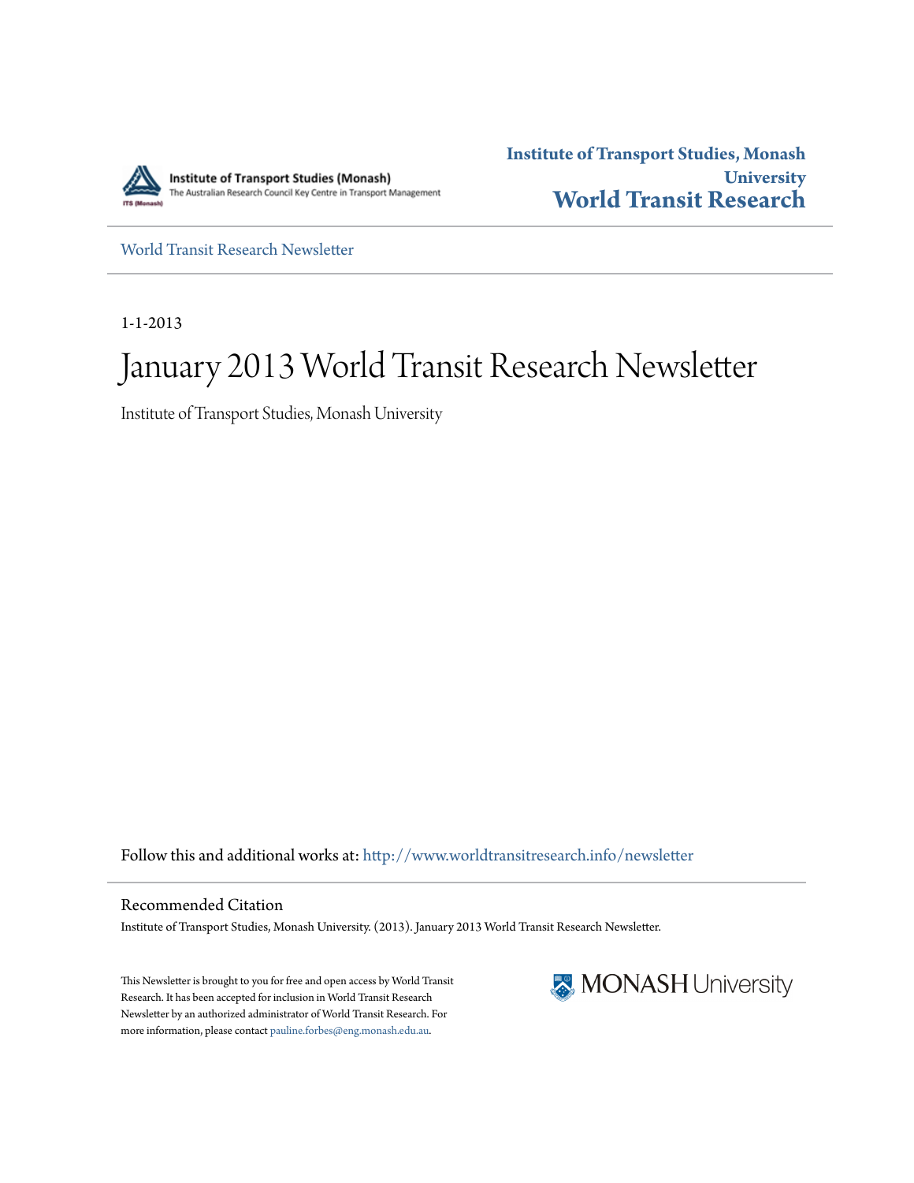Institute of Transport Studies (Monash)
The Australian Research Council Key Centre in Transport Management

**Institute of Transport Studies, Monash University**
**World Transit Research**

World Transit Research Newsletter

1-1-2013

# January 2013 World Transit Research Newsletter

Institute of Transport Studies, Monash University

Follow this and additional works at: http://www.worldtransitresearch.info/newsletter

## Recommended Citation

Institute of Transport Studies, Monash University. (2013). January 2013 World Transit Research Newsletter.

This Newsletter is brought to you for free and open access by World Transit Research. It has been accepted for inclusion in World Transit Research Newsletter by an authorized administrator of World Transit Research. For more information, please contact pauline.forbes@eng.monash.edu.au.

MONASH University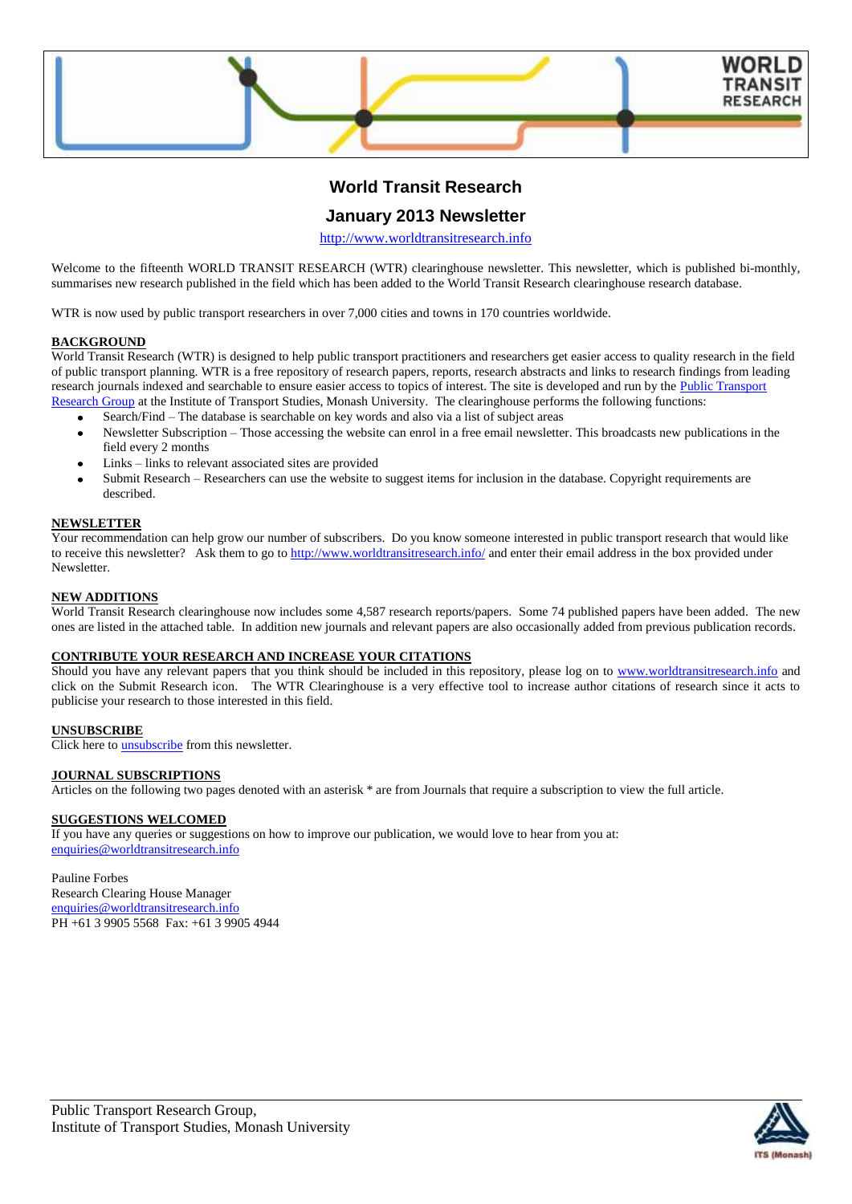# World Transit Research

## January 2013 Newsletter

http://www.worldtransitresearch.info

Welcome to the fifteenth WORLD TRANSIT RESEARCH (WTR) clearinghouse newsletter. This newsletter, which is published bi-monthly, summarises new research published in the field which has been added to the World Transit Research clearinghouse research database.

WTR is now used by public transport researchers in over 7,000 cities and towns in 170 countries worldwide.

**BACKGROUND**

World Transit Research (WTR) is designed to help public transport practitioners and researchers get easier access to quality research in the field of public transport planning. WTR is a free repository of research papers, reports, research abstracts and links to research findings from leading research journals indexed and searchable to ensure easier access to topics of interest. The site is developed and run by the Public Transport Research Group at the Institute of Transport Studies, Monash University. The clearinghouse performs the following functions:

- Search/Find – The database is searchable on key words and also via a list of subject areas
- Newsletter Subscription – Those accessing the website can enrol in a free email newsletter. This broadcasts new publications in the field every 2 months
- Links – links to relevant associated sites are provided
- Submit Research – Researchers can use the website to suggest items for inclusion in the database. Copyright requirements are described.

**NEWSLETTER**

Your recommendation can help grow our number of subscribers. Do you know someone interested in public transport research that would like to receive this newsletter? Ask them to go to http://www.worldtransitresearch.info/ and enter their email address in the box provided under Newsletter.

**NEW ADDITIONS**

World Transit Research clearinghouse now includes some 4,587 research reports/papers. Some 74 published papers have been added. The new ones are listed in the attached table. In addition new journals and relevant papers are also occasionally added from previous publication records.

**CONTRIBUTE YOUR RESEARCH AND INCREASE YOUR CITATIONS**

Should you have any relevant papers that you think should be included in this repository, please log on to www.worldtransitresearch.info and click on the Submit Research icon. The WTR Clearinghouse is a very effective tool to increase author citations of research since it acts to publicise your research to those interested in this field.

**UNSUBSCRIBE**

Click here to unsubscribe from this newsletter.

**JOURNAL SUBSCRIPTIONS**

Articles on the following two pages denoted with an asterisk * are from Journals that require a subscription to view the full article.

**SUGGESTIONS WELCOMED**

If you have any queries or suggestions on how to improve our publication, we would love to hear from you at:
enquiries@worldtransitresearch.info

Pauline Forbes
Research Clearing House Manager
enquiries@worldtransitresearch.info
PH +61 3 9905 5568 Fax: +61 3 9905 4944

Public Transport Research Group,
Institute of Transport Studies, Monash University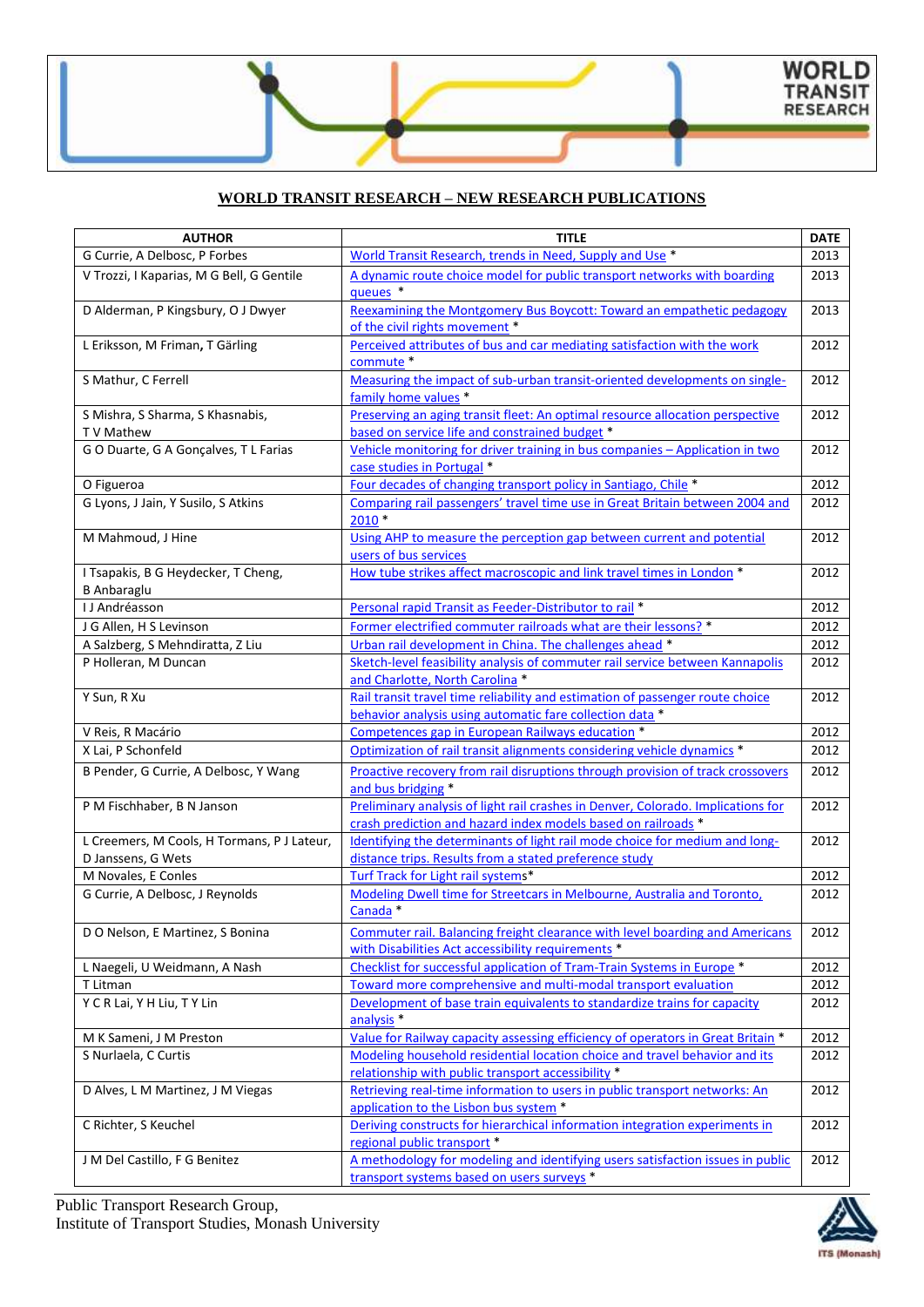## WORLD TRANSIT RESEARCH – NEW RESEARCH PUBLICATIONS

| AUTHOR | TITLE | DATE |
|---|---|---|
| G Currie, A Delbosc, P Forbes | World Transit Research, trends in Need, Supply and Use * | 2013 |
| V Trozzi, I Kaparias, M G Bell, G Gentile | A dynamic route choice model for public transport networks with boarding queues * | 2013 |
| D Alderman, P Kingsbury, O J Dwyer | Reexamining the Montgomery Bus Boycott: Toward an empathetic pedagogy of the civil rights movement * | 2013 |
| L Eriksson, M Friman, T Gärling | Perceived attributes of bus and car mediating satisfaction with the work commute * | 2012 |
| S Mathur, C Ferrell | Measuring the impact of sub-urban transit-oriented developments on single-family home values * | 2012 |
| S Mishra, S Sharma, S Khasnabis, T V Mathew | Preserving an aging transit fleet: An optimal resource allocation perspective based on service life and constrained budget * | 2012 |
| G O Duarte, G A Gonçalves, T L Farias | Vehicle monitoring for driver training in bus companies – Application in two case studies in Portugal * | 2012 |
| O Figueroa | Four decades of changing transport policy in Santiago, Chile * | 2012 |
| G Lyons, J Jain, Y Susilo, S Atkins | Comparing rail passengers' travel time use in Great Britain between 2004 and 2010 * | 2012 |
| M Mahmoud, J Hine | Using AHP to measure the perception gap between current and potential users of bus services | 2012 |
| I Tsapakis, B G Heydecker, T Cheng, B Anbaraglu | How tube strikes affect macroscopic and link travel times in London * | 2012 |
| I J Andréasson | Personal rapid Transit as Feeder-Distributor to rail * | 2012 |
| J G Allen, H S Levinson | Former electrified commuter railroads what are their lessons? * | 2012 |
| A Salzberg, S Mehndiratta, Z Liu | Urban rail development in China. The challenges ahead * | 2012 |
| P Holleran, M Duncan | Sketch-level feasibility analysis of commuter rail service between Kannapolis and Charlotte, North Carolina * | 2012 |
| Y Sun, R Xu | Rail transit travel time reliability and estimation of passenger route choice behavior analysis using automatic fare collection data * | 2012 |
| V Reis, R Macário | Competences gap in European Railways education * | 2012 |
| X Lai, P Schonfeld | Optimization of rail transit alignments considering vehicle dynamics * | 2012 |
| B Pender, G Currie, A Delbosc, Y Wang | Proactive recovery from rail disruptions through provision of track crossovers and bus bridging * | 2012 |
| P M Fischhaber, B N Janson | Preliminary analysis of light rail crashes in Denver, Colorado. Implications for crash prediction and hazard index models based on railroads * | 2012 |
| L Creemers, M Cools, H Tormans, P J Lateur, D Janssens, G Wets | Identifying the determinants of light rail mode choice for medium and long-distance trips. Results from a stated preference study | 2012 |
| M Novales, E Conles | Turf Track for Light rail systems* | 2012 |
| G Currie, A Delbosc, J Reynolds | Modeling Dwell time for Streetcars in Melbourne, Australia and Toronto, Canada * | 2012 |
| D O Nelson, E Martinez, S Bonina | Commuter rail. Balancing freight clearance with level boarding and Americans with Disabilities Act accessibility requirements * | 2012 |
| L Naegeli, U Weidmann, A Nash | Checklist for successful application of Tram-Train Systems in Europe * | 2012 |
| T Litman | Toward more comprehensive and multi-modal transport evaluation | 2012 |
| Y C R Lai, Y H Liu, T Y Lin | Development of base train equivalents to standardize trains for capacity analysis * | 2012 |
| M K Sameni, J M Preston | Value for Railway capacity assessing efficiency of operators in Great Britain * | 2012 |
| S Nurlaela, C Curtis | Modeling household residential location choice and travel behavior and its relationship with public transport accessibility * | 2012 |
| D Alves, L M Martinez, J M Viegas | Retrieving real-time information to users in public transport networks: An application to the Lisbon bus system * | 2012 |
| C Richter, S Keuchel | Deriving constructs for hierarchical information integration experiments in regional public transport * | 2012 |
| J M Del Castillo, F G Benitez | A methodology for modeling and identifying users satisfaction issues in public transport systems based on users surveys * | 2012 |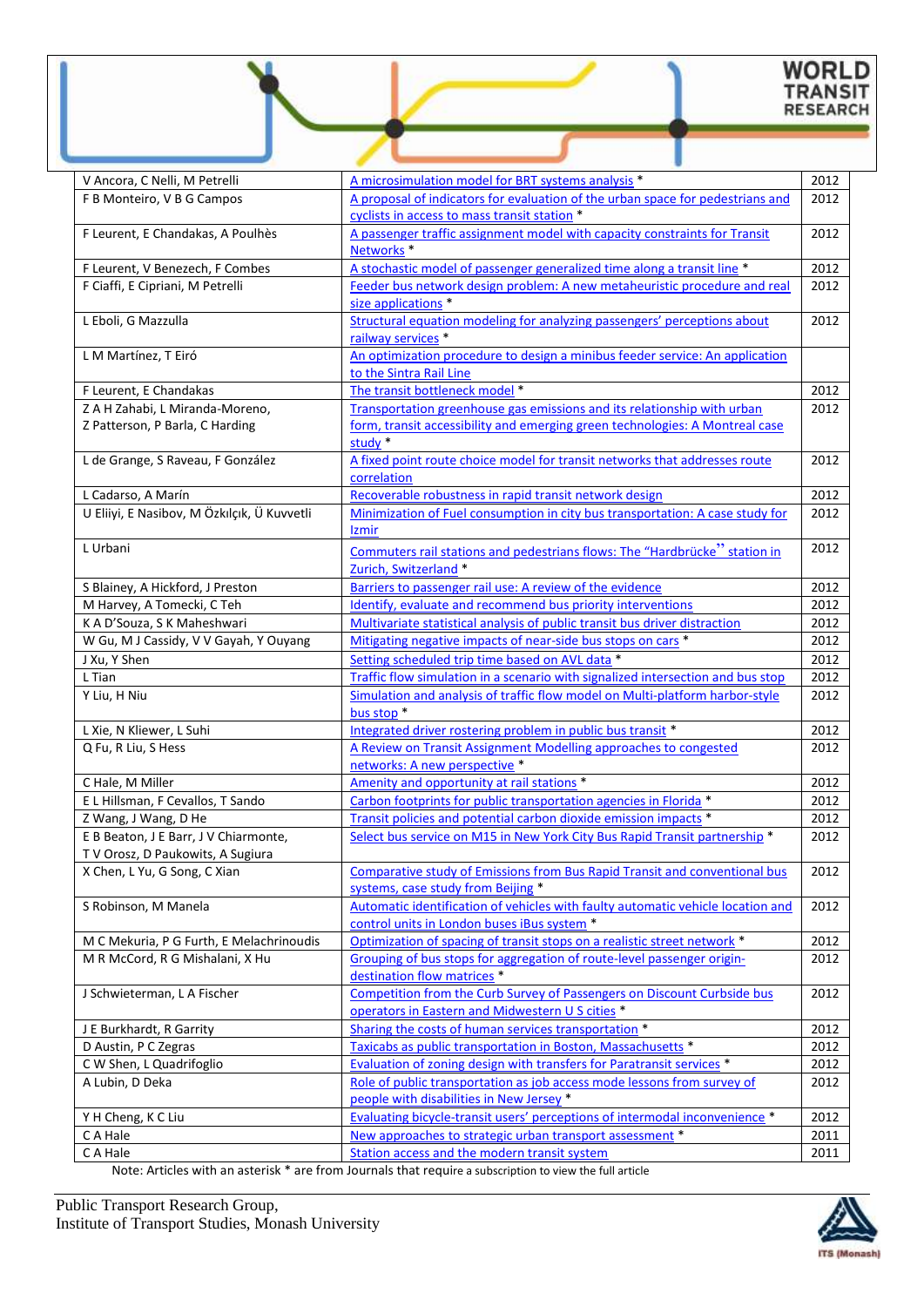| | | |
|---|---|---|
| V Ancora, C Nelli, M Petrelli | A microsimulation model for BRT systems analysis * | 2012 |
| F B Monteiro, V B G Campos | A proposal of indicators for evaluation of the urban space for pedestrians and cyclists in access to mass transit station * | 2012 |
| F Leurent, E Chandakas, A Poulhès | A passenger traffic assignment model with capacity constraints for Transit Networks * | 2012 |
| F Leurent, V Benezech, F Combes | A stochastic model of passenger generalized time along a transit line * | 2012 |
| F Ciaffi, E Cipriani, M Petrelli | Feeder bus network design problem: A new metaheuristic procedure and real size applications * | 2012 |
| L Eboli, G Mazzulla | Structural equation modeling for analyzing passengers' perceptions about railway services * | 2012 |
| L M Martínez, T Eiró | An optimization procedure to design a minibus feeder service: An application to the Sintra Rail Line | |
| F Leurent, E Chandakas | The transit bottleneck model * | 2012 |
| Z A H Zahabi, L Miranda-Moreno, Z Patterson, P Barla, C Harding | Transportation greenhouse gas emissions and its relationship with urban form, transit accessibility and emerging green technologies: A Montreal case study * | 2012 |
| L de Grange, S Raveau, F González | A fixed point route choice model for transit networks that addresses route correlation | 2012 |
| L Cadarso, A Marín | Recoverable robustness in rapid transit network design | 2012 |
| U Eliiyi, E Nasibov, M Özkılçık, Ü Kuvvetli | Minimization of Fuel consumption in city bus transportation: A case study for Izmir | 2012 |
| L Urbani | Commuters rail stations and pedestrians flows: The "Hardbrücke" station in Zurich, Switzerland * | 2012 |
| S Blainey, A Hickford, J Preston | Barriers to passenger rail use: A review of the evidence | 2012 |
| M Harvey, A Tomecki, C Teh | Identify, evaluate and recommend bus priority interventions | 2012 |
| K A D'Souza, S K Maheshwari | Multivariate statistical analysis of public transit bus driver distraction | 2012 |
| W Gu, M J Cassidy, V V Gayah, Y Ouyang | Mitigating negative impacts of near-side bus stops on cars * | 2012 |
| J Xu, Y Shen | Setting scheduled trip time based on AVL data * | 2012 |
| L Tian | Traffic flow simulation in a scenario with signalized intersection and bus stop | 2012 |
| Y Liu, H Niu | Simulation and analysis of traffic flow model on Multi-platform harbor-style bus stop * | 2012 |
| L Xie, N Kliewer, L Suhi | Integrated driver rostering problem in public bus transit * | 2012 |
| Q Fu, R Liu, S Hess | A Review on Transit Assignment Modelling approaches to congested networks: A new perspective * | 2012 |
| C Hale, M Miller | Amenity and opportunity at rail stations * | 2012 |
| E L Hillsman, F Cevallos, T Sando | Carbon footprints for public transportation agencies in Florida * | 2012 |
| Z Wang, J Wang, D He | Transit policies and potential carbon dioxide emission impacts * | 2012 |
| E B Beaton, J E Barr, J V Chiarmonte, T V Orosz, D Paukowits, A Sugiura | Select bus service on M15 in New York City Bus Rapid Transit partnership * | 2012 |
| X Chen, L Yu, G Song, C Xian | Comparative study of Emissions from Bus Rapid Transit and conventional bus systems, case study from Beijing * | 2012 |
| S Robinson, M Manela | Automatic identification of vehicles with faulty automatic vehicle location and control units in London buses iBus system * | 2012 |
| M C Mekuria, P G Furth, E Melachrinoudis | Optimization of spacing of transit stops on a realistic street network * | 2012 |
| M R McCord, R G Mishalani, X Hu | Grouping of bus stops for aggregation of route-level passenger origin-destination flow matrices * | 2012 |
| J Schwieterman, L A Fischer | Competition from the Curb Survey of Passengers on Discount Curbside bus operators in Eastern and Midwestern U S cities * | 2012 |
| J E Burkhardt, R Garrity | Sharing the costs of human services transportation * | 2012 |
| D Austin, P C Zegras | Taxicabs as public transportation in Boston, Massachusetts * | 2012 |
| C W Shen, L Quadrifoglio | Evaluation of zoning design with transfers for Paratransit services * | 2012 |
| A Lubin, D Deka | Role of public transportation as job access mode lessons from survey of people with disabilities in New Jersey * | 2012 |
| Y H Cheng, K C Liu | Evaluating bicycle-transit users' perceptions of intermodal inconvenience * | 2012 |
| C A Hale | New approaches to strategic urban transport assessment * | 2011 |
| C A Hale | Station access and the modern transit system | 2011 |

Note: Articles with an asterisk * are from Journals that require a subscription to view the full article